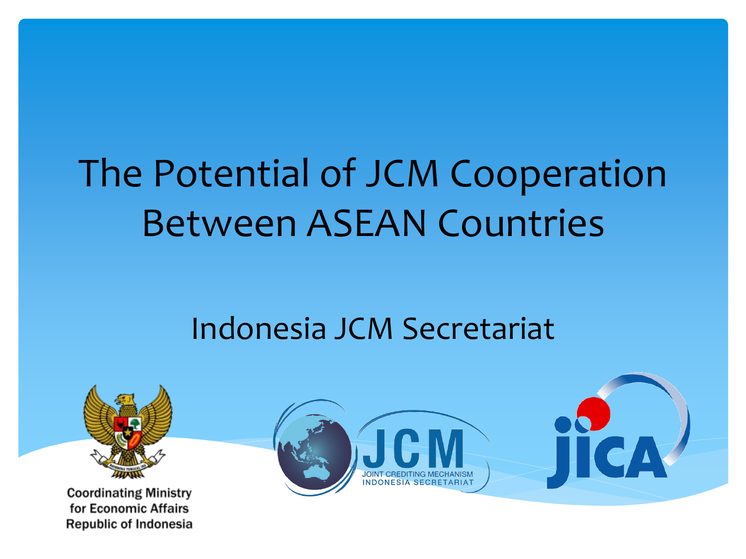# The Potential of JCM Cooperation Between ASEAN Countries

## Indonesia JCM Secretariat

Coordinating Ministry for Economic Affairs Republic of Indonesia

JCM
JOINT CREDITING MECHANISM
INDONESIA SECRETARIAT

JICA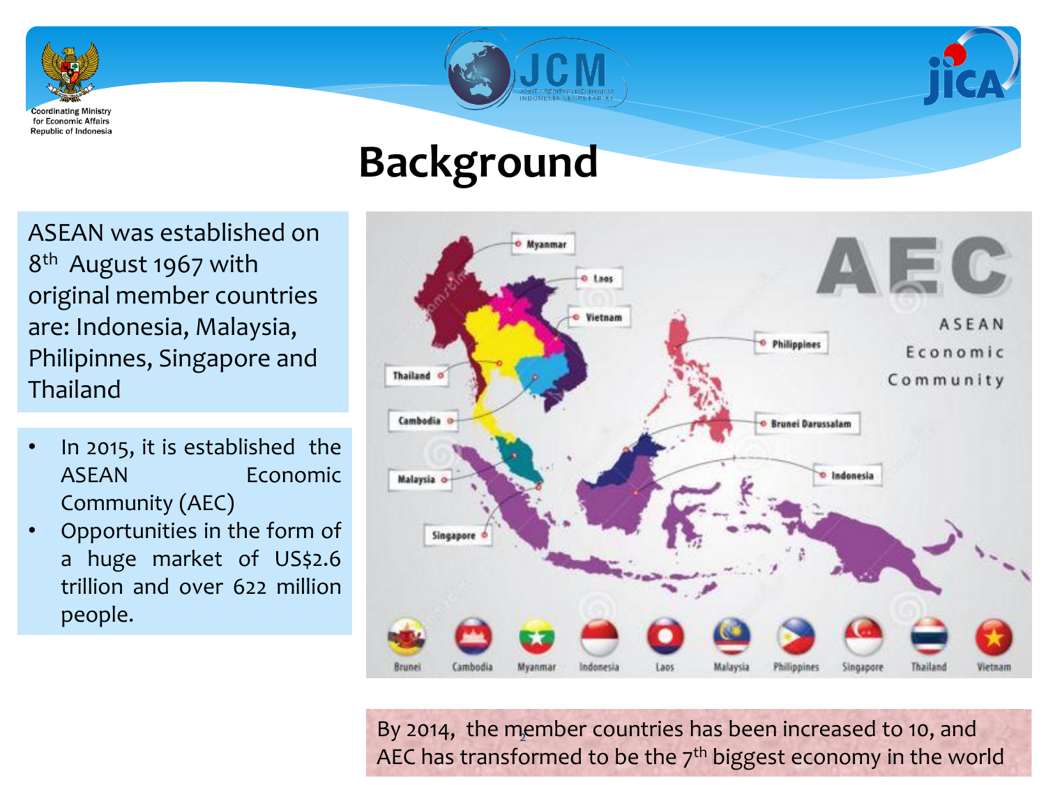# Background

ASEAN was established on 8th August 1967 with original member countries are: Indonesia, Malaysia, Philipinnes, Singapore and Thailand

- In 2015, it is established the ASEAN Economic Community (AEC)
- Opportunities in the form of a huge market of US$2.6 trillion and over 622 million people.

By 2014, the member countries has been increased to 10, and AEC has transformed to be the 7th biggest economy in the world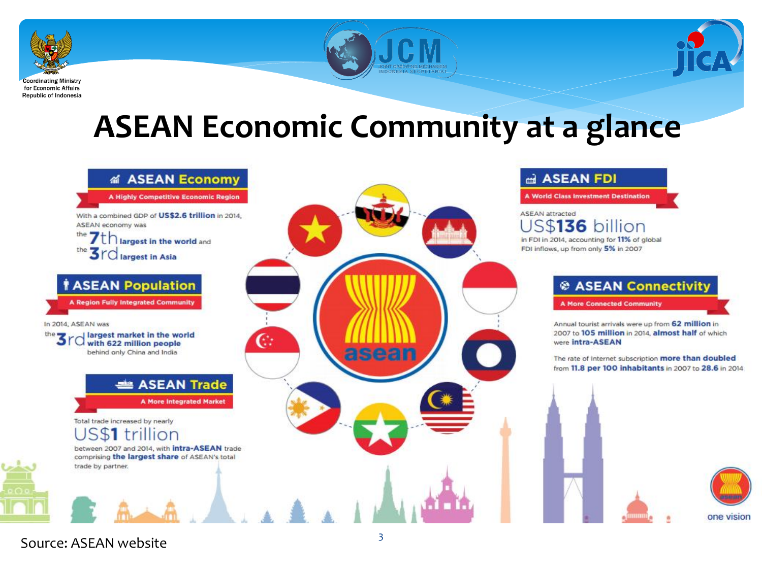# ASEAN Economic Community at a glance

## ASEAN Economy

**A Highly Competitive Economic Region**

With a combined GDP of **US$2.6 trillion** in 2014, ASEAN economy was the **7th largest in the world** and the **3rd largest in Asia**

## ASEAN Population

**A Region Fully Integrated Community**

In 2014, ASEAN was the **3rd largest market in the world with 622 million people** behind only China and India

## ASEAN Trade

**A More Integrated Market**

Total trade increased by nearly **US$1 trillion** between 2007 and 2014, with **intra-ASEAN** trade comprising **the largest share** of ASEAN's total trade by partner.

## ASEAN FDI

**A World Class Investment Destination**

ASEAN attracted **US$136 billion** in FDI in 2014, accounting for **11%** of global FDI inflows, up from only **5%** in 2007

## ASEAN Connectivity

**A More Connected Community**

Annual tourist arrivals were up from **62 million** in 2007 to **105 million** in 2014, **almost half** of which were **intra-ASEAN**

The rate of Internet subscription **more than doubled** from **11.8 per 100 inhabitants** in 2007 to **28.6** in 2014

one vision

Source: ASEAN website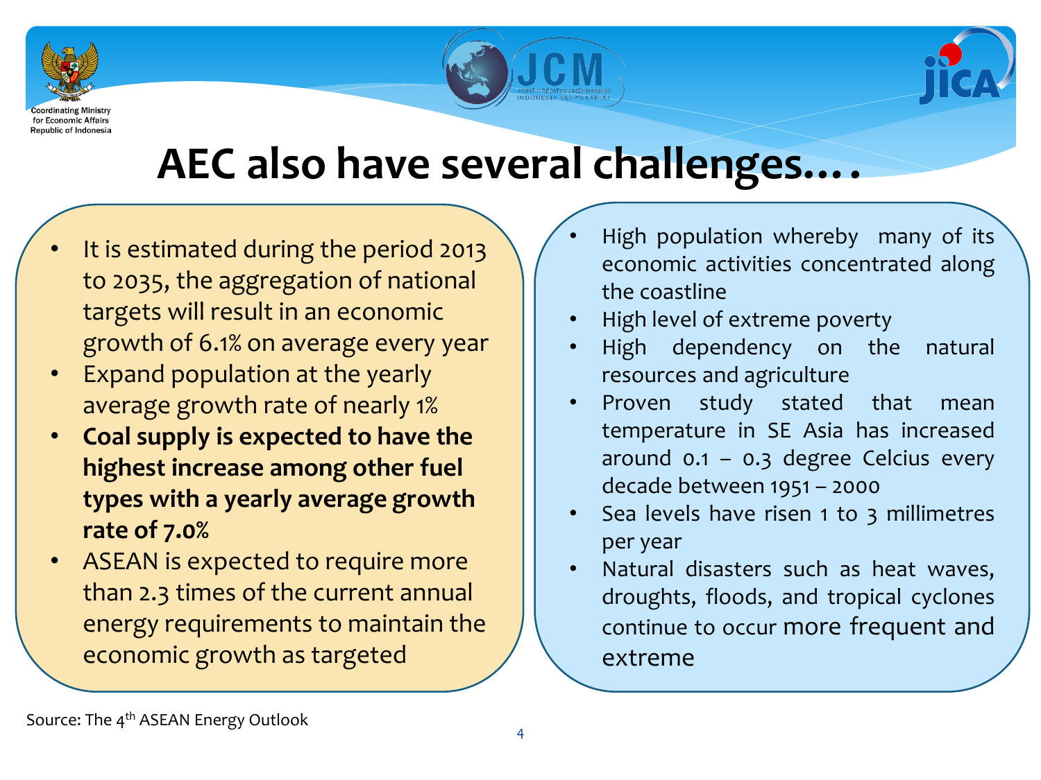# AEC also have several challenges….

- It is estimated during the period 2013 to 2035, the aggregation of national targets will result in an economic growth of 6.1% on average every year
- Expand population at the yearly average growth rate of nearly 1%
- **Coal supply is expected to have the highest increase among other fuel types with a yearly average growth rate of 7.0%**
- ASEAN is expected to require more than 2.3 times of the current annual energy requirements to maintain the economic growth as targeted

- High population whereby many of its economic activities concentrated along the coastline
- High level of extreme poverty
- High dependency on the natural resources and agriculture
- Proven study stated that mean temperature in SE Asia has increased around 0.1 – 0.3 degree Celcius every decade between 1951 – 2000
- Sea levels have risen 1 to 3 millimetres per year
- Natural disasters such as heat waves, droughts, floods, and tropical cyclones continue to occur more frequent and extreme

Source: The 4th ASEAN Energy Outlook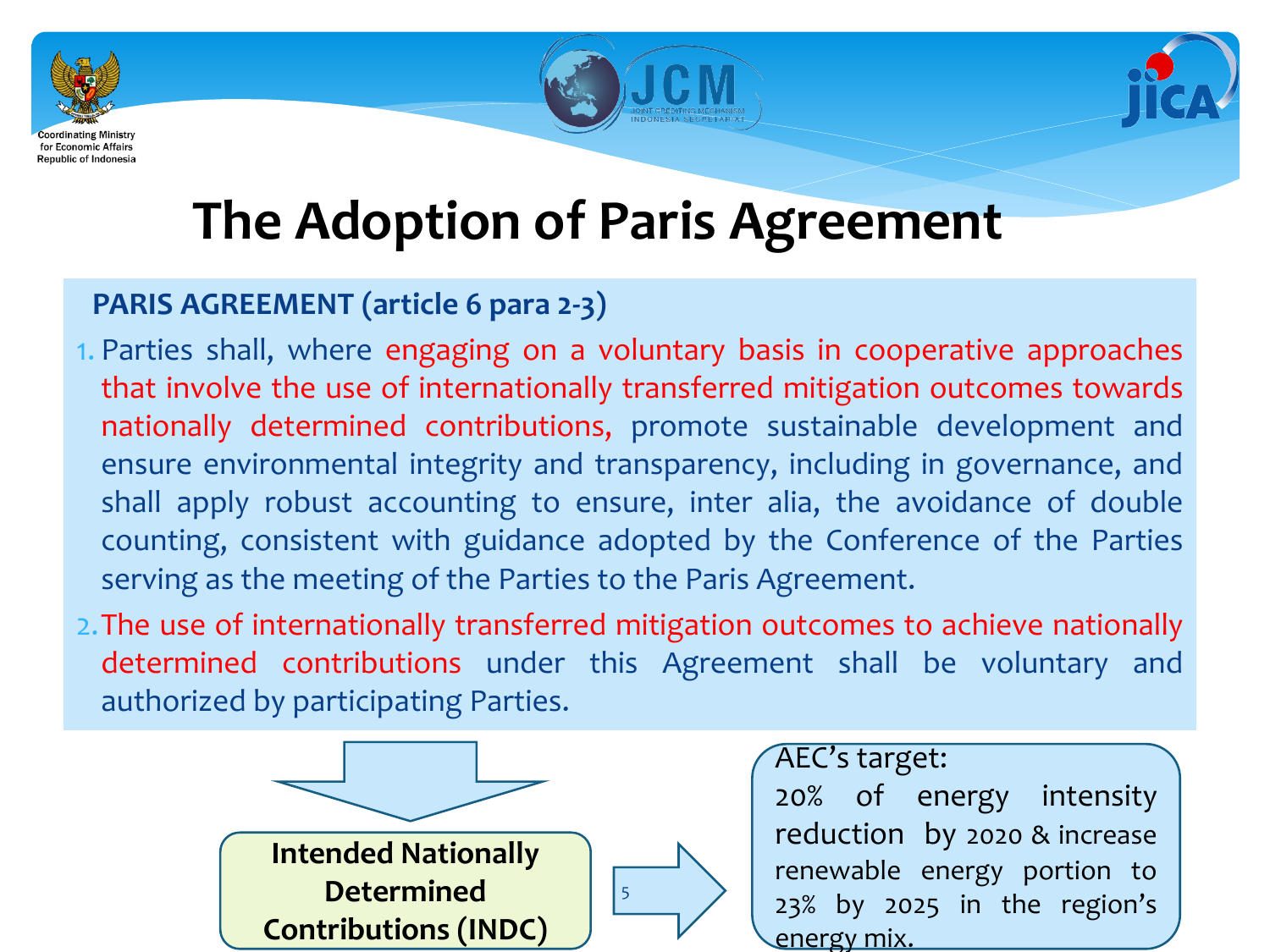Coordinating Ministry for Economic Affairs Republic of Indonesia

# The Adoption of Paris Agreement

**PARIS AGREEMENT (article 6 para 2-3)**

1. Parties shall, where engaging on a voluntary basis in cooperative approaches that involve the use of internationally transferred mitigation outcomes towards nationally determined contributions, promote sustainable development and ensure environmental integrity and transparency, including in governance, and shall apply robust accounting to ensure, inter alia, the avoidance of double counting, consistent with guidance adopted by the Conference of the Parties serving as the meeting of the Parties to the Paris Agreement.
2. The use of internationally transferred mitigation outcomes to achieve nationally determined contributions under this Agreement shall be voluntary and authorized by participating Parties.

**Intended Nationally Determined Contributions (INDC)**

AEC's target:
20% of energy intensity reduction by 2020 & increase renewable energy portion to 23% by 2025 in the region's energy mix.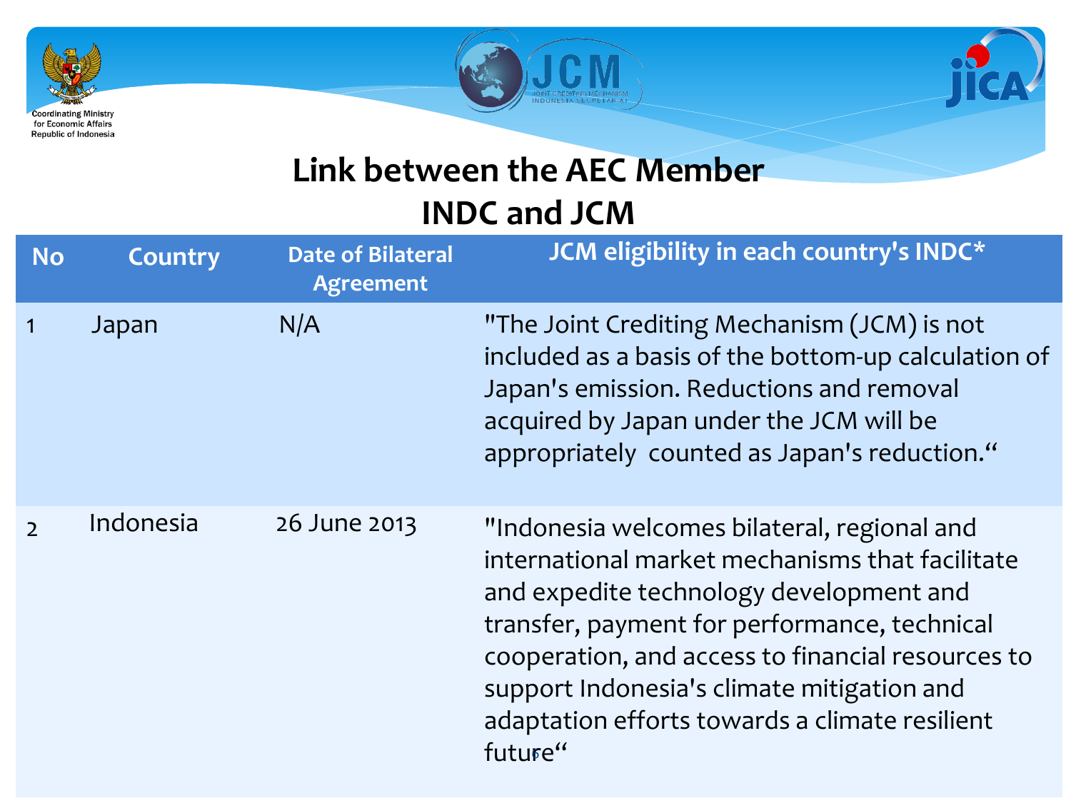# Link between the AEC Member INDC and JCM

| No | Country | Date of Bilateral Agreement | JCM eligibility in each country's INDC* |
|---|---|---|---|
| 1 | Japan | N/A | "The Joint Crediting Mechanism (JCM) is not included as a basis of the bottom-up calculation of Japan's emission. Reductions and removal acquired by Japan under the JCM will be appropriately counted as Japan's reduction." |
| 2 | Indonesia | 26 June 2013 | "Indonesia welcomes bilateral, regional and international market mechanisms that facilitate and expedite technology development and transfer, payment for performance, technical cooperation, and access to financial resources to support Indonesia's climate mitigation and adaptation efforts towards a climate resilient future" |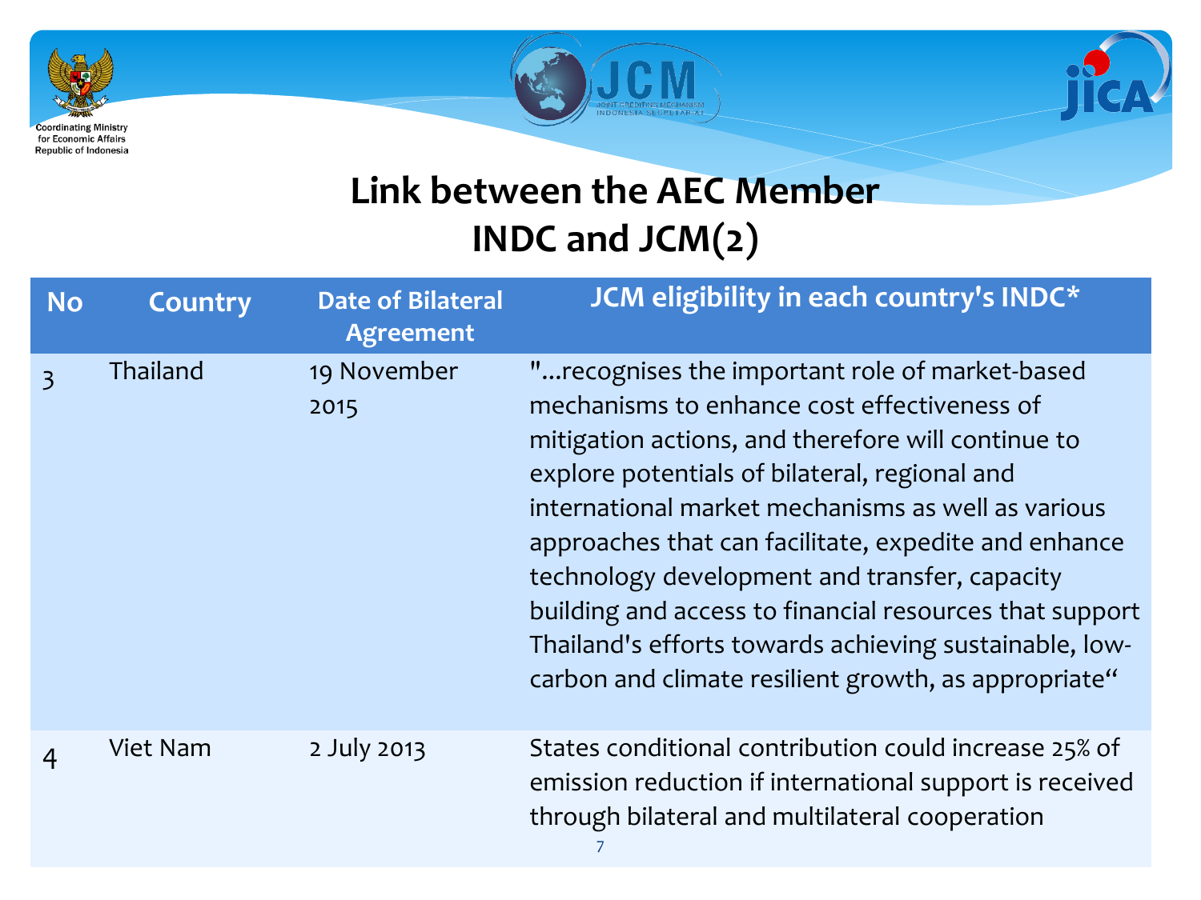Coordinating Ministry for Economic Affairs Republic of Indonesia

# Link between the AEC Member INDC and JCM(2)

| No | Country | Date of Bilateral Agreement | JCM eligibility in each country's INDC* |
|---|---|---|---|
| 3 | Thailand | 19 November 2015 | "...recognises the important role of market-based mechanisms to enhance cost effectiveness of mitigation actions, and therefore will continue to explore potentials of bilateral, regional and international market mechanisms as well as various approaches that can facilitate, expedite and enhance technology development and transfer, capacity building and access to financial resources that support Thailand's efforts towards achieving sustainable, low-carbon and climate resilient growth, as appropriate" |
| 4 | Viet Nam | 2 July 2013 | States conditional contribution could increase 25% of emission reduction if international support is received through bilateral and multilateral cooperation |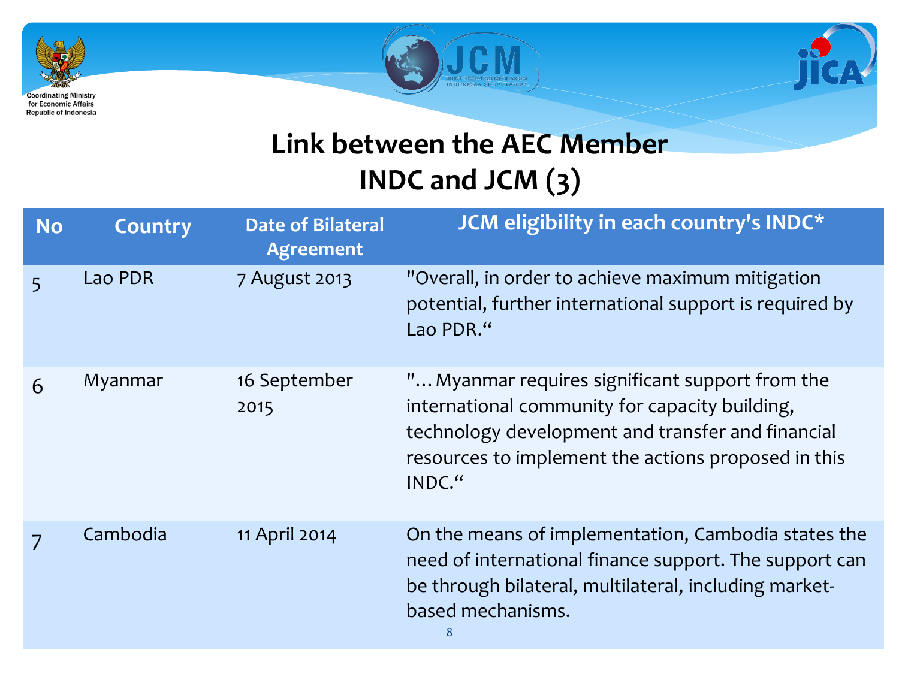# Link between the AEC Member INDC and JCM (3)

| No | Country | Date of Bilateral Agreement | JCM eligibility in each country's INDC* |
|---|---|---|---|
| 5 | Lao PDR | 7 August 2013 | "Overall, in order to achieve maximum mitigation potential, further international support is required by Lao PDR.“ |
| 6 | Myanmar | 16 September 2015 | "… Myanmar requires significant support from the international community for capacity building, technology development and transfer and financial resources to implement the actions proposed in this INDC.“ |
| 7 | Cambodia | 11 April 2014 | On the means of implementation, Cambodia states the need of international finance support. The support can be through bilateral, multilateral, including market-based mechanisms. |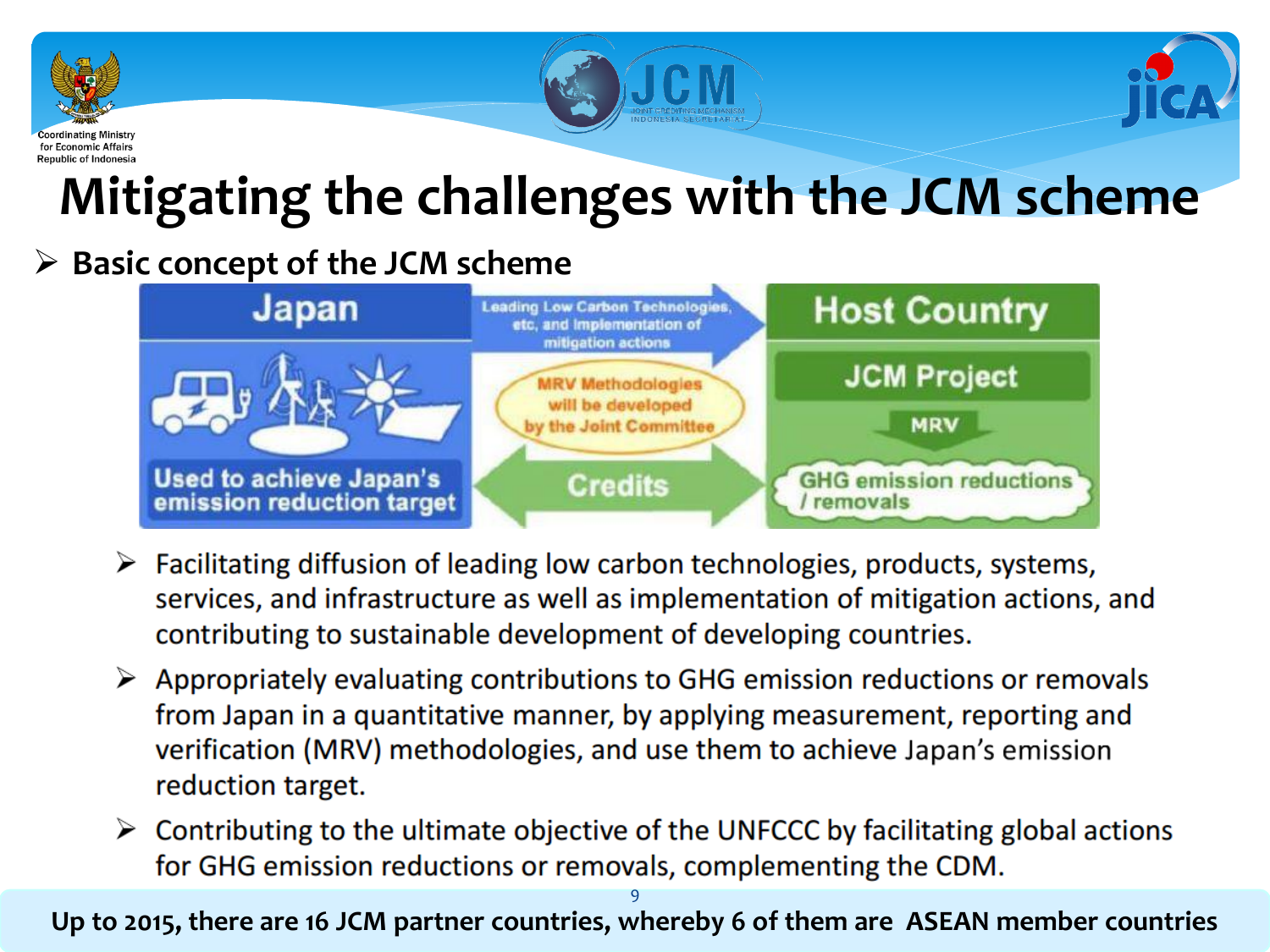# Mitigating the challenges with the JCM scheme

- **Basic concept of the JCM scheme**

Japan

Leading Low Carbon Technologies, etc, and Implementation of mitigation actions

Host Country

JCM Project

MRV Methodologies will be developed by the Joint Committee

MRV

Used to achieve Japan's emission reduction target

Credits

GHG emission reductions / removals

- Facilitating diffusion of leading low carbon technologies, products, systems, services, and infrastructure as well as implementation of mitigation actions, and contributing to sustainable development of developing countries.
- Appropriately evaluating contributions to GHG emission reductions or removals from Japan in a quantitative manner, by applying measurement, reporting and verification (MRV) methodologies, and use them to achieve Japan's emission reduction target.
- Contributing to the ultimate objective of the UNFCCC by facilitating global actions for GHG emission reductions or removals, complementing the CDM.

**Up to 2015, there are 16 JCM partner countries, whereby 6 of them are ASEAN member countries**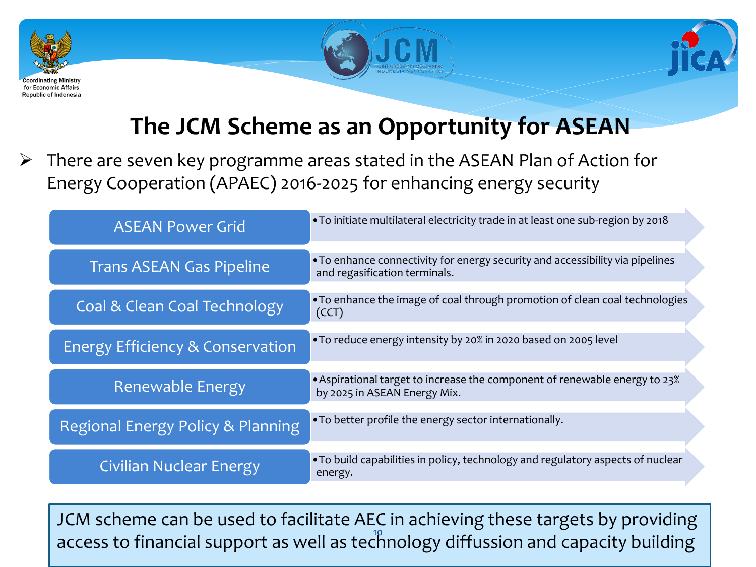# The JCM Scheme as an Opportunity for ASEAN

- There are seven key programme areas stated in the ASEAN Plan of Action for Energy Cooperation (APAEC) 2016-2025 for enhancing energy security

| Programme Area | Target |
| --- | --- |
| ASEAN Power Grid | • To initiate multilateral electricity trade in at least one sub-region by 2018 |
| Trans ASEAN Gas Pipeline | • To enhance connectivity for energy security and accessibility via pipelines and regasification terminals. |
| Coal & Clean Coal Technology | • To enhance the image of coal through promotion of clean coal technologies (CCT) |
| Energy Efficiency & Conservation | • To reduce energy intensity by 20% in 2020 based on 2005 level |
| Renewable Energy | • Aspirational target to increase the component of renewable energy to 23% by 2025 in ASEAN Energy Mix. |
| Regional Energy Policy & Planning | • To better profile the energy sector internationally. |
| Civilian Nuclear Energy | • To build capabilities in policy, technology and regulatory aspects of nuclear energy. |

JCM scheme can be used to facilitate AEC in achieving these targets by providing access to financial support as well as technology diffussion and capacity building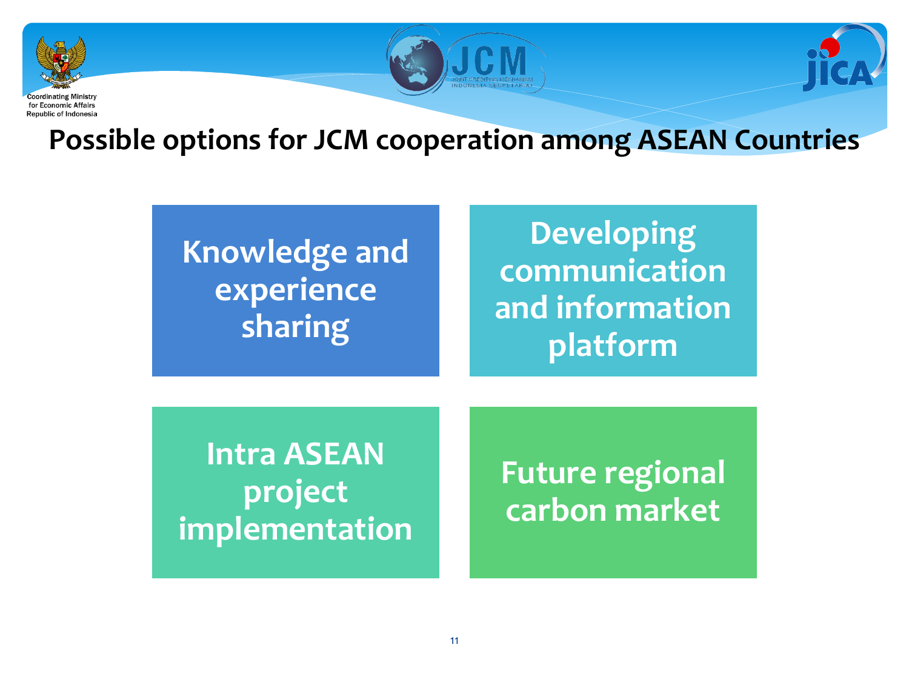# Possible options for JCM cooperation among ASEAN Countries

- **Knowledge and experience sharing**
- **Developing communication and information platform**
- **Intra ASEAN project implementation**
- **Future regional carbon market**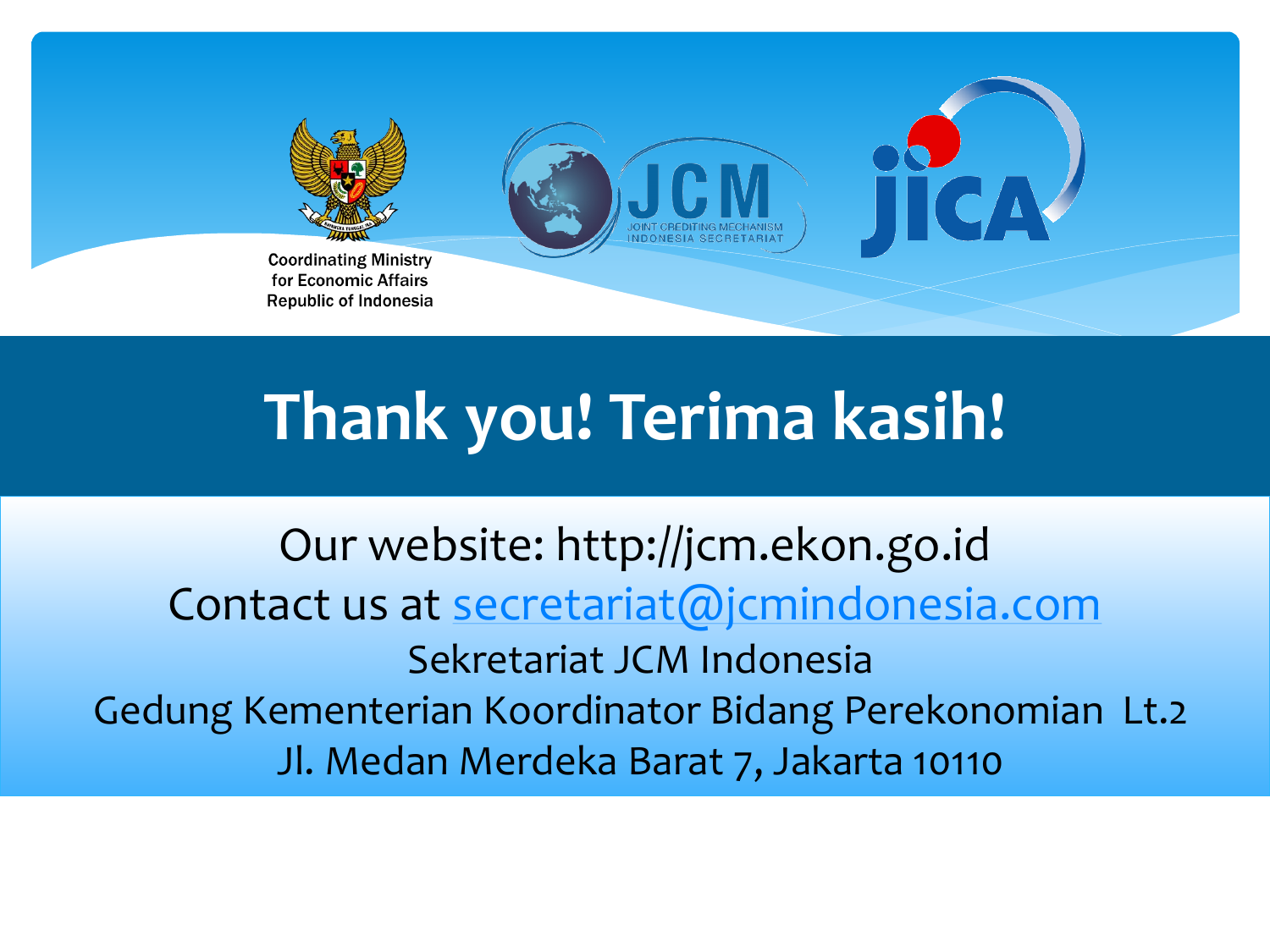Coordinating Ministry
for Economic Affairs
Republic of Indonesia

JCM
JOINT CREDITING MECHANISM
INDONESIA SECRETARIAT

jica

# Thank you! Terima kasih!

Our website: http://jcm.ekon.go.id

Contact us at secretariat@jcmindonesia.com

Sekretariat JCM Indonesia

Gedung Kementerian Koordinator Bidang Perekonomian Lt.2

Jl. Medan Merdeka Barat 7, Jakarta 10110